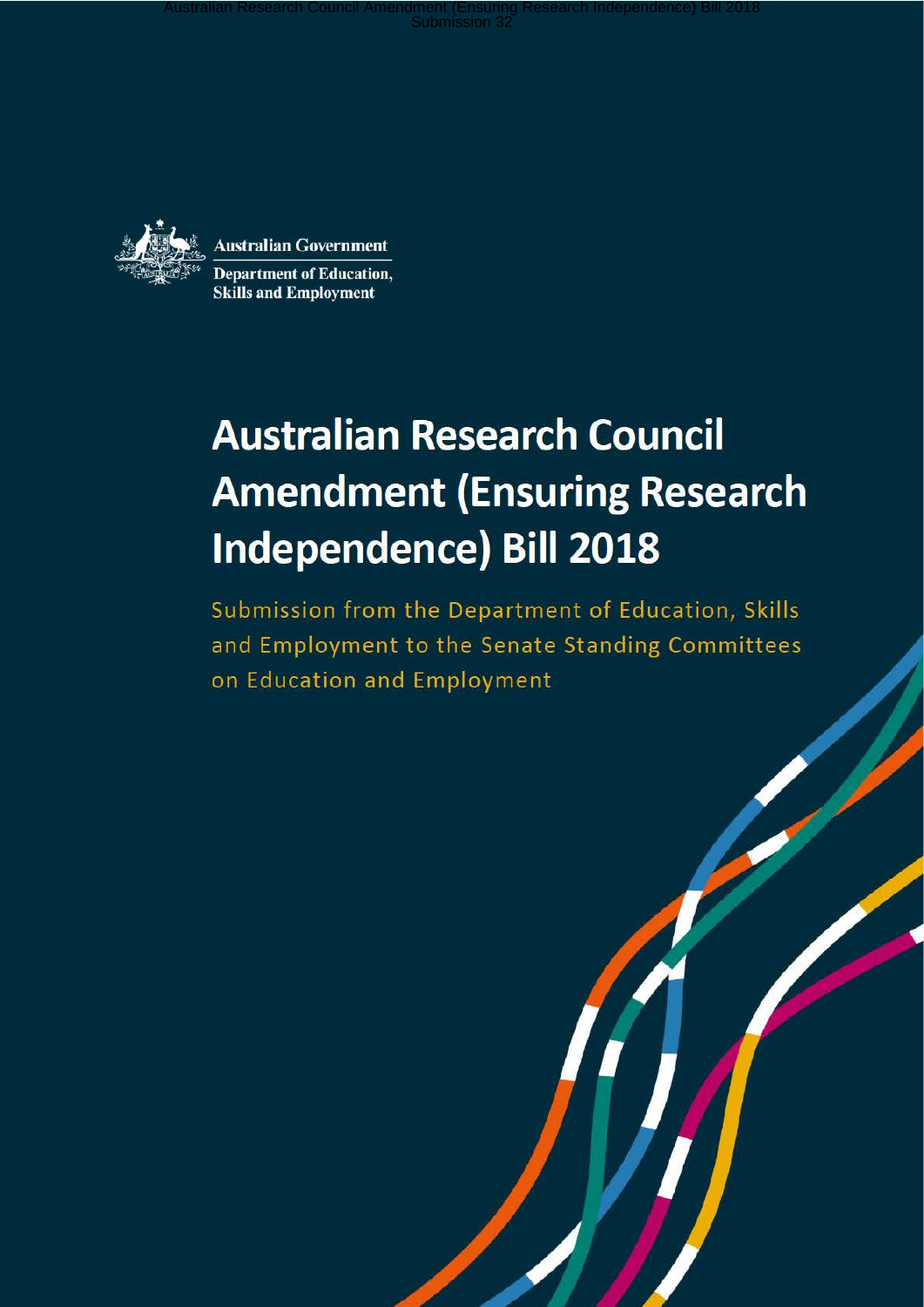Australian Government

Department of Education, Skills and Employment

# Australian Research Council Amendment (Ensuring Research Independence) Bill 2018

Submission from the Department of Education, Skills and Employment to the Senate Standing Committees on Education and Employment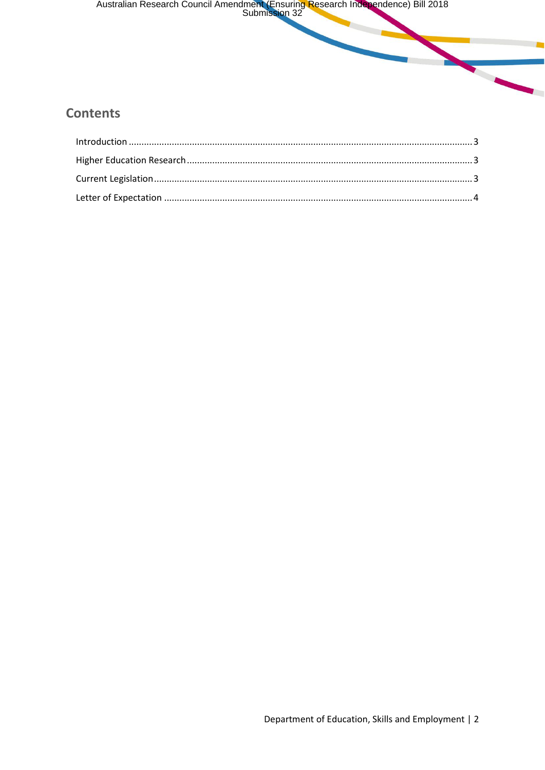## Contents

Introduction ........................................................................................................................................ 3

Higher Education Research ................................................................................................................ 3

Current Legislation .............................................................................................................................. 3

Letter of Expectation .......................................................................................................................... 4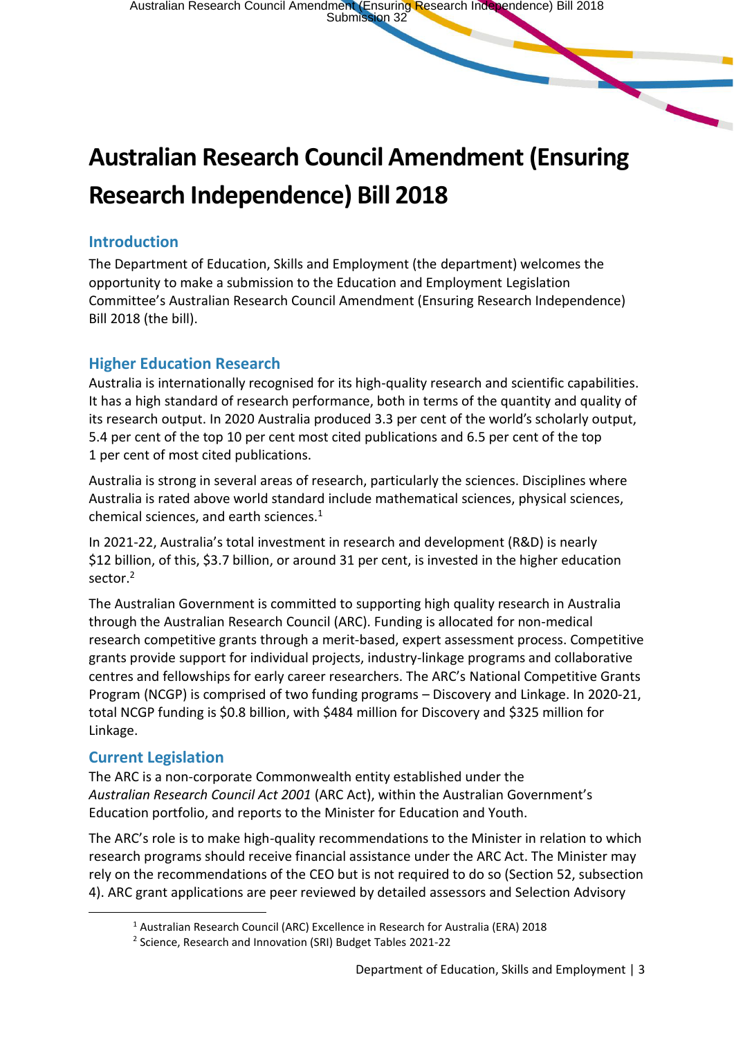# Australian Research Council Amendment (Ensuring Research Independence) Bill 2018

## Introduction

The Department of Education, Skills and Employment (the department) welcomes the opportunity to make a submission to the Education and Employment Legislation Committee's Australian Research Council Amendment (Ensuring Research Independence) Bill 2018 (the bill).

## Higher Education Research

Australia is internationally recognised for its high-quality research and scientific capabilities. It has a high standard of research performance, both in terms of the quantity and quality of its research output. In 2020 Australia produced 3.3 per cent of the world's scholarly output, 5.4 per cent of the top 10 per cent most cited publications and 6.5 per cent of the top 1 per cent of most cited publications.

Australia is strong in several areas of research, particularly the sciences. Disciplines where Australia is rated above world standard include mathematical sciences, physical sciences, chemical sciences, and earth sciences.[1]

In 2021-22, Australia's total investment in research and development (R&D) is nearly $12 billion, of this, $3.7 billion, or around 31 per cent, is invested in the higher education sector.[2]

The Australian Government is committed to supporting high quality research in Australia through the Australian Research Council (ARC). Funding is allocated for non-medical research competitive grants through a merit-based, expert assessment process. Competitive grants provide support for individual projects, industry-linkage programs and collaborative centres and fellowships for early career researchers. The ARC's National Competitive Grants Program (NCGP) is comprised of two funding programs – Discovery and Linkage. In 2020-21, total NCGP funding is $0.8 billion, with $484 million for Discovery and $325 million for Linkage.

## Current Legislation

The ARC is a non-corporate Commonwealth entity established under the *Australian Research Council Act 2001* (ARC Act), within the Australian Government's Education portfolio, and reports to the Minister for Education and Youth.

The ARC's role is to make high-quality recommendations to the Minister in relation to which research programs should receive financial assistance under the ARC Act. The Minister may rely on the recommendations of the CEO but is not required to do so (Section 52, subsection 4). ARC grant applications are peer reviewed by detailed assessors and Selection Advisory

[1] Australian Research Council (ARC) Excellence in Research for Australia (ERA) 2018

[2] Science, Research and Innovation (SRI) Budget Tables 2021-22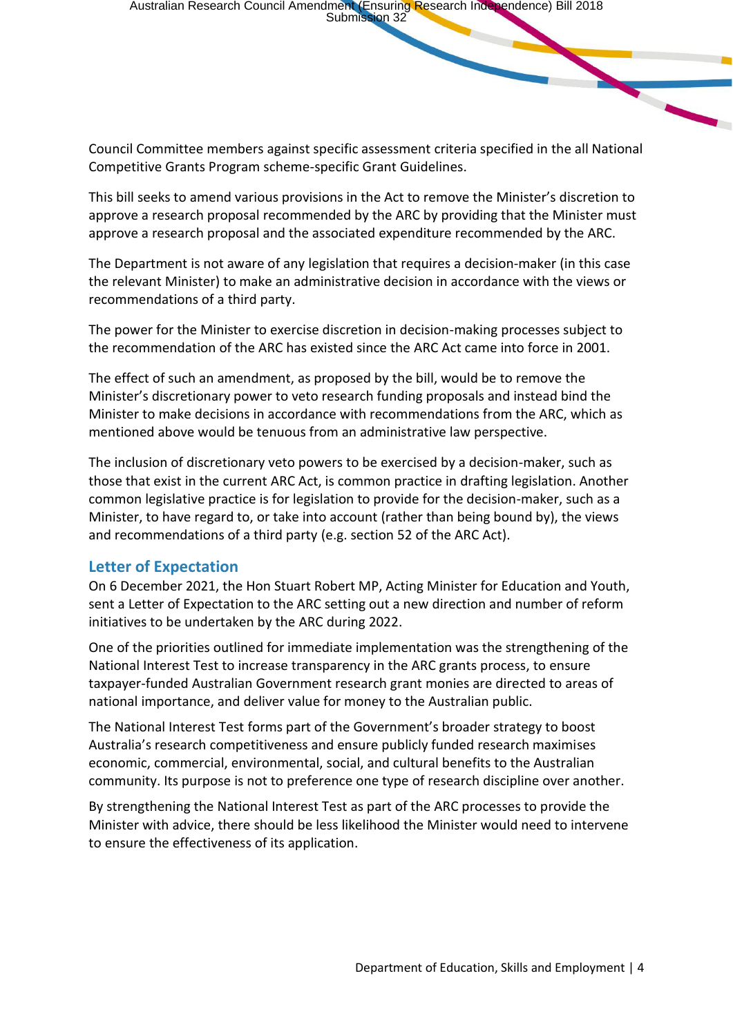Council Committee members against specific assessment criteria specified in the all National Competitive Grants Program scheme-specific Grant Guidelines.

This bill seeks to amend various provisions in the Act to remove the Minister's discretion to approve a research proposal recommended by the ARC by providing that the Minister must approve a research proposal and the associated expenditure recommended by the ARC.

The Department is not aware of any legislation that requires a decision-maker (in this case the relevant Minister) to make an administrative decision in accordance with the views or recommendations of a third party.

The power for the Minister to exercise discretion in decision-making processes subject to the recommendation of the ARC has existed since the ARC Act came into force in 2001.

The effect of such an amendment, as proposed by the bill, would be to remove the Minister's discretionary power to veto research funding proposals and instead bind the Minister to make decisions in accordance with recommendations from the ARC, which as mentioned above would be tenuous from an administrative law perspective.

The inclusion of discretionary veto powers to be exercised by a decision-maker, such as those that exist in the current ARC Act, is common practice in drafting legislation. Another common legislative practice is for legislation to provide for the decision-maker, such as a Minister, to have regard to, or take into account (rather than being bound by), the views and recommendations of a third party (e.g. section 52 of the ARC Act).

## Letter of Expectation

On 6 December 2021, the Hon Stuart Robert MP, Acting Minister for Education and Youth, sent a Letter of Expectation to the ARC setting out a new direction and number of reform initiatives to be undertaken by the ARC during 2022.

One of the priorities outlined for immediate implementation was the strengthening of the National Interest Test to increase transparency in the ARC grants process, to ensure taxpayer-funded Australian Government research grant monies are directed to areas of national importance, and deliver value for money to the Australian public.

The National Interest Test forms part of the Government's broader strategy to boost Australia's research competitiveness and ensure publicly funded research maximises economic, commercial, environmental, social, and cultural benefits to the Australian community. Its purpose is not to preference one type of research discipline over another.

By strengthening the National Interest Test as part of the ARC processes to provide the Minister with advice, there should be less likelihood the Minister would need to intervene to ensure the effectiveness of its application.